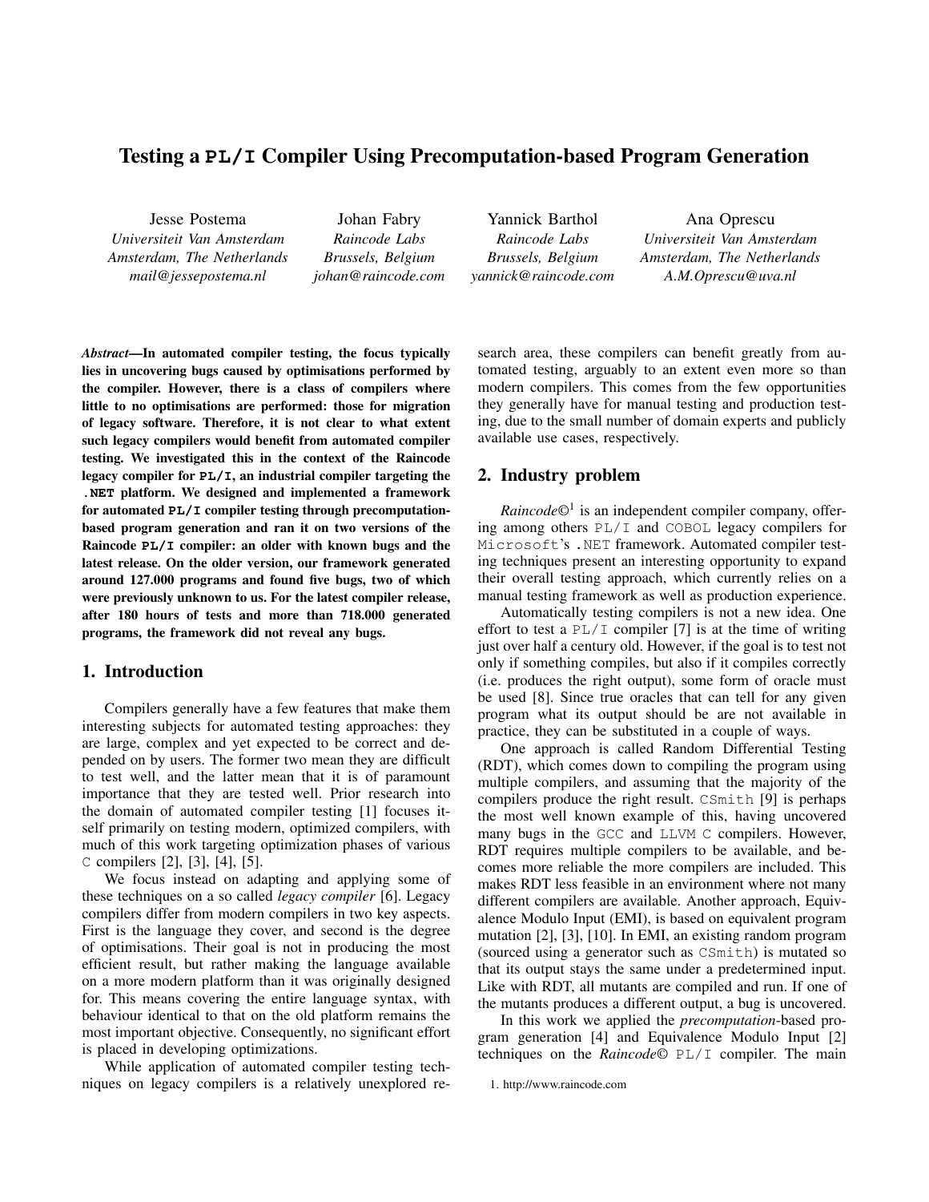# Testing a PL/I Compiler Using Precomputation-based Program Generation

Jesse Postema
*Universiteit Van Amsterdam*
*Amsterdam, The Netherlands*
*mail@jessepostema.nl*

Johan Fabry
*Raincode Labs*
*Brussels, Belgium*
*johan@raincode.com*

Yannick Barthol
*Raincode Labs*
*Brussels, Belgium*
*yannick@raincode.com*

Ana Oprescu
*Universiteit Van Amsterdam*
*Amsterdam, The Netherlands*
*A.M.Oprescu@uva.nl*

***Abstract*—In automated compiler testing, the focus typically lies in uncovering bugs caused by optimisations performed by the compiler. However, there is a class of compilers where little to no optimisations are performed: those for migration of legacy software. Therefore, it is not clear to what extent such legacy compilers would benefit from automated compiler testing. We investigated this in the context of the Raincode legacy compiler for PL/I, an industrial compiler targeting the .NET platform. We designed and implemented a framework for automated PL/I compiler testing through precomputation-based program generation and ran it on two versions of the Raincode PL/I compiler: an older with known bugs and the latest release. On the older version, our framework generated around 127.000 programs and found five bugs, two of which were previously unknown to us. For the latest compiler release, after 180 hours of tests and more than 718.000 generated programs, the framework did not reveal any bugs.**

## 1. Introduction

Compilers generally have a few features that make them interesting subjects for automated testing approaches: they are large, complex and yet expected to be correct and depended on by users. The former two mean they are difficult to test well, and the latter mean that it is of paramount importance that they are tested well. Prior research into the domain of automated compiler testing [1] focuses itself primarily on testing modern, optimized compilers, with much of this work targeting optimization phases of various C compilers [2], [3], [4], [5].

We focus instead on adapting and applying some of these techniques on a so called *legacy compiler* [6]. Legacy compilers differ from modern compilers in two key aspects. First is the language they cover, and second is the degree of optimisations. Their goal is not in producing the most efficient result, but rather making the language available on a more modern platform than it was originally designed for. This means covering the entire language syntax, with behaviour identical to that on the old platform remains the most important objective. Consequently, no significant effort is placed in developing optimizations.

While application of automated compiler testing techniques on legacy compilers is a relatively unexplored research area, these compilers can benefit greatly from automated testing, arguably to an extent even more so than modern compilers. This comes from the few opportunities they generally have for manual testing and production testing, due to the small number of domain experts and publicly available use cases, respectively.

## 2. Industry problem

*Raincode*©[1] is an independent compiler company, offering among others PL/I and COBOL legacy compilers for Microsoft's .NET framework. Automated compiler testing techniques present an interesting opportunity to expand their overall testing approach, which currently relies on a manual testing framework as well as production experience.

Automatically testing compilers is not a new idea. One effort to test a PL/I compiler [7] is at the time of writing just over half a century old. However, if the goal is to test not only if something compiles, but also if it compiles correctly (i.e. produces the right output), some form of oracle must be used [8]. Since true oracles that can tell for any given program what its output should be are not available in practice, they can be substituted in a couple of ways.

One approach is called Random Differential Testing (RDT), which comes down to compiling the program using multiple compilers, and assuming that the majority of the compilers produce the right result. CSmith [9] is perhaps the most well known example of this, having uncovered many bugs in the GCC and LLVM C compilers. However, RDT requires multiple compilers to be available, and becomes more reliable the more compilers are included. This makes RDT less feasible in an environment where not many different compilers are available. Another approach, Equivalence Modulo Input (EMI), is based on equivalent program mutation [2], [3], [10]. In EMI, an existing random program (sourced using a generator such as CSmith) is mutated so that its output stays the same under a predetermined input. Like with RDT, all mutants are compiled and run. If one of the mutants produces a different output, a bug is uncovered.

In this work we applied the *precomputation*-based program generation [4] and Equivalence Modulo Input [2] techniques on the *Raincode*© PL/I compiler. The main

1. http://www.raincode.com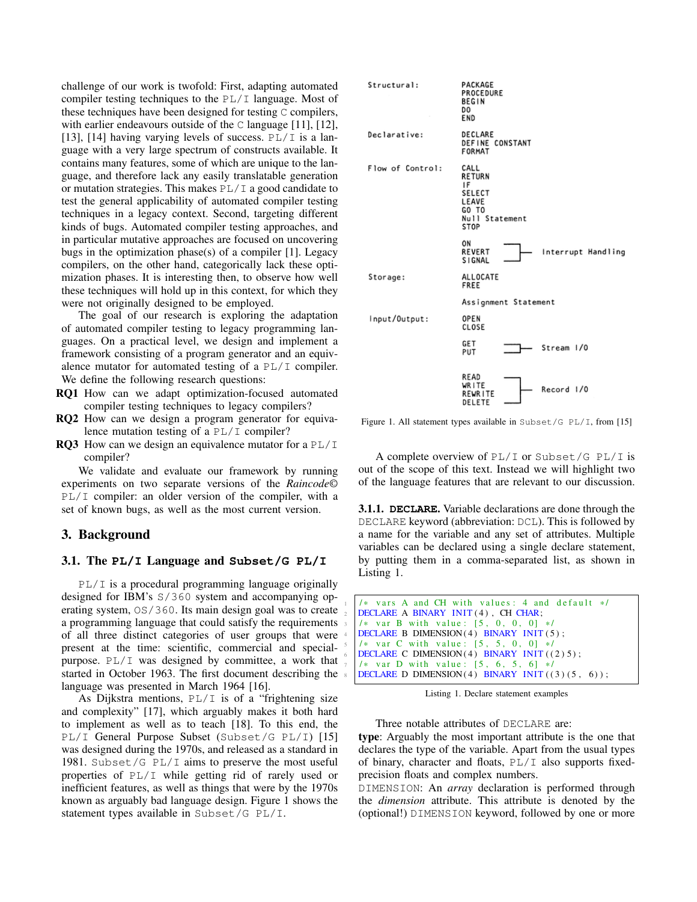challenge of our work is twofold: First, adapting automated compiler testing techniques to the PL/I language. Most of these techniques have been designed for testing C compilers, with earlier endeavours outside of the C language [11], [12], [13], [14] having varying levels of success. PL/I is a language with a very large spectrum of constructs available. It contains many features, some of which are unique to the language, and therefore lack any easily translatable generation or mutation strategies. This makes PL/I a good candidate to test the general applicability of automated compiler testing techniques in a legacy context. Second, targeting different kinds of bugs. Automated compiler testing approaches, and in particular mutative approaches are focused on uncovering bugs in the optimization phase(s) of a compiler [1]. Legacy compilers, on the other hand, categorically lack these optimization phases. It is interesting then, to observe how well these techniques will hold up in this context, for which they were not originally designed to be employed.

The goal of our research is exploring the adaptation of automated compiler testing to legacy programming languages. On a practical level, we design and implement a framework consisting of a program generator and an equivalence mutator for automated testing of a PL/I compiler. We define the following research questions:

**RQ1** How can we adapt optimization-focused automated compiler testing techniques to legacy compilers?

**RQ2** How can we design a program generator for equivalence mutation testing of a PL/I compiler?

**RQ3** How can we design an equivalence mutator for a PL/I compiler?

We validate and evaluate our framework by running experiments on two separate versions of the *Raincode©* PL/I compiler: an older version of the compiler, with a set of known bugs, as well as the most current version.

## 3. Background

### 3.1. The PL/I Language and Subset/G PL/I

PL/I is a procedural programming language originally designed for IBM's S/360 system and accompanying operating system, OS/360. Its main design goal was to create a programming language that could satisfy the requirements of all three distinct categories of user groups that were present at the time: scientific, commercial and special-purpose. PL/I was designed by committee, a work that started in October 1963. The first document describing the language was presented in March 1964 [16].

As Dijkstra mentions, PL/I is of a "frightening size and complexity" [17], which arguably makes it both hard to implement as well as to teach [18]. To this end, the PL/I General Purpose Subset (Subset/G PL/I) [15] was designed during the 1970s, and released as a standard in 1981. Subset/G PL/I aims to preserve the most useful properties of PL/I while getting rid of rarely used or inefficient features, as well as things that were by the 1970s known as arguably bad language design. Figure 1 shows the statement types available in Subset/G PL/I.

```
Structural:        PACKAGE
                   PROCEDURE
                   BEGIN
                   DO
                   END

Declarative:       DECLARE
                   DEFINE CONSTANT
                   FORMAT

Flow of Control:   CALL
                   RETURN
                   IF
                   SELECT
                   LEAVE
                   GO TO
                   Null Statement
                   STOP

                   ON      ┐
                   REVERT  ├─ Interrupt Handling
                   SIGNAL  ┘

Storage:           ALLOCATE
                   FREE

                   Assignment Statement

Input/Output:      OPEN
                   CLOSE

                   GET     ┐
                   PUT     ┘─ Stream I/O

                   READ    ┐
                   WRITE   │
                   REWRITE ├─ Record I/O
                   DELETE  ┘
```

Figure 1. All statement types available in Subset/G PL/I, from [15]

A complete overview of PL/I or Subset/G PL/I is out of the scope of this text. Instead we will highlight two of the language features that are relevant to our discussion.

#### 3.1.1. DECLARE.

Variable declarations are done through the DECLARE keyword (abbreviation: DCL). This is followed by a name for the variable and any set of attributes. Multiple variables can be declared using a single declare statement, by putting them in a comma-separated list, as shown in Listing 1.

```
/* vars A and CH with values: 4 and default */
DECLARE A BINARY INIT(4), CH CHAR;
/* var B with value: [5, 0, 0, 0] */
DECLARE B DIMENSION(4) BINARY INIT(5);
/* var C with value: [5, 5, 0, 0] */
DECLARE C DIMENSION(4) BINARY INIT((2)5);
/* var D with value: [5, 6, 5, 6] */
DECLARE D DIMENSION(4) BINARY INIT((3)(5, 6));
```

Listing 1. Declare statement examples

Three notable attributes of DECLARE are:

**type**: Arguably the most important attribute is the one that declares the type of the variable. Apart from the usual types of binary, character and floats, PL/I also supports fixed-precision floats and complex numbers.

DIMENSION: An *array* declaration is performed through the *dimension* attribute. This attribute is denoted by the (optional!) DIMENSION keyword, followed by one or more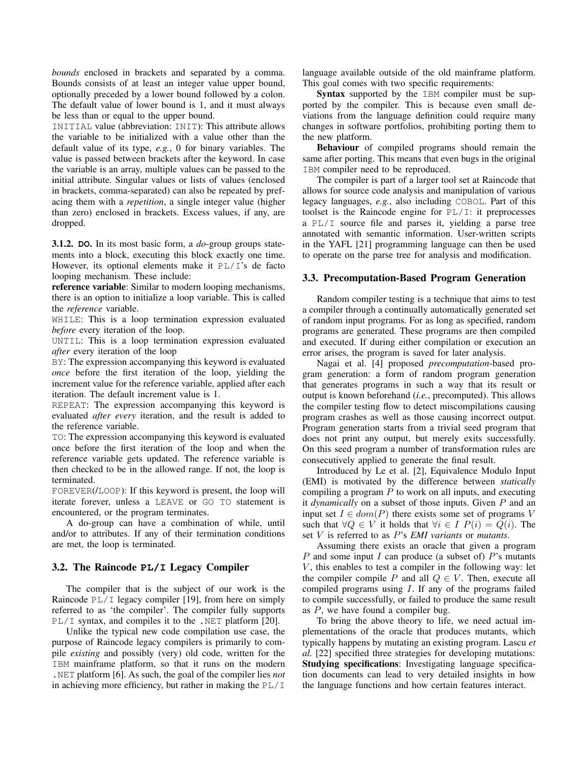*bounds* enclosed in brackets and separated by a comma. Bounds consists of at least an integer value upper bound, optionally preceded by a lower bound followed by a colon. The default value of lower bound is 1, and it must always be less than or equal to the upper bound.

INITIAL value (abbreviation: INIT): This attribute allows the variable to be initialized with a value other than the default value of its type, *e.g.*, 0 for binary variables. The value is passed between brackets after the keyword. In case the variable is an array, multiple values can be passed to the initial attribute. Singular values or lists of values (enclosed in brackets, comma-separated) can also be repeated by prefacing them with a *repetition*, a single integer value (higher than zero) enclosed in brackets. Excess values, if any, are dropped.

#### 3.1.2. DO.

In its most basic form, a *do*-group groups statements into a block, executing this block exactly one time. However, its optional elements make it PL/I's de facto looping mechanism. These include:

**reference variable**: Similar to modern looping mechanisms, there is an option to initialize a loop variable. This is called the *reference* variable.

WHILE: This is a loop termination expression evaluated *before* every iteration of the loop.

UNTIL: This is a loop termination expression evaluated *after* every iteration of the loop

BY: The expression accompanying this keyword is evaluated *once* before the first iteration of the loop, yielding the increment value for the reference variable, applied after each iteration. The default increment value is 1.

REPEAT: The expression accompanying this keyword is evaluated *after every* iteration, and the result is added to the reference variable.

TO: The expression accompanying this keyword is evaluated once before the first iteration of the loop and when the reference variable gets updated. The reference variable is then checked to be in the allowed range. If not, the loop is terminated.

FOREVER(/LOOP): If this keyword is present, the loop will iterate forever, unless a LEAVE or GO TO statement is encountered, or the program terminates.

A do-group can have a combination of while, until and/or to attributes. If any of their termination conditions are met, the loop is terminated.

### 3.2. The Raincode PL/I Legacy Compiler

The compiler that is the subject of our work is the Raincode PL/I legacy compiler [19], from here on simply referred to as 'the compiler'. The compiler fully supports PL/I syntax, and compiles it to the .NET platform [20].

Unlike the typical new code compilation use case, the purpose of Raincode legacy compilers is primarily to compile *existing* and possibly (very) old code, written for the IBM mainframe platform, so that it runs on the modern .NET platform [6]. As such, the goal of the compiler lies *not* in achieving more efficiency, but rather in making the PL/I language available outside of the old mainframe platform. This goal comes with two specific requirements:

**Syntax** supported by the IBM compiler must be supported by the compiler. This is because even small deviations from the language definition could require many changes in software portfolios, prohibiting porting them to the new platform.

**Behaviour** of compiled programs should remain the same after porting. This means that even bugs in the original IBM compiler need to be reproduced.

The compiler is part of a larger tool set at Raincode that allows for source code analysis and manipulation of various legacy languages, *e.g.*, also including COBOL. Part of this toolset is the Raincode engine for PL/I: it preprocesses a PL/I source file and parses it, yielding a parse tree annotated with semantic information. User-written scripts in the YAFL [21] programming language can then be used to operate on the parse tree for analysis and modification.

### 3.3. Precomputation-Based Program Generation

Random compiler testing is a technique that aims to test a compiler through a continually automatically generated set of random input programs. For as long as specified, random programs are generated. These programs are then compiled and executed. If during either compilation or execution an error arises, the program is saved for later analysis.

Nagai et al. [4] proposed *precomputation*-based program generation: a form of random program generation that generates programs in such a way that its result or output is known beforehand (*i.e.*, precomputed). This allows the compiler testing flow to detect miscompilations causing program crashes as well as those causing incorrect output. Program generation starts from a trivial seed program that does not print any output, but merely exits successfully. On this seed program a number of transformation rules are consecutively applied to generate the final result.

Introduced by Le et al. [2], Equivalence Modulo Input (EMI) is motivated by the difference between *statically* compiling a program $P$ to work on all inputs, and executing it *dynamically* on a subset of those inputs. Given $P$ and an input set $I \in dom(P)$ there exists some set of programs $V$ such that $\forall Q \in V$ it holds that $\forall i \in I \; P(i) = Q(i)$. The set $V$ is referred to as $P$'s ***EMI variants*** or ***mutants***.

Assuming there exists an oracle that given a program $P$ and some input $I$ can produce (a subset of) $P$'s mutants $V$, this enables to test a compiler in the following way: let the compiler compile $P$ and all $Q \in V$. Then, execute all compiled programs using $I$. If any of the programs failed to compile successfully, or failed to produce the same result as $P$, we have found a compiler bug.

To bring the above theory to life, we need actual implementations of the oracle that produces mutants, which typically happens by mutating an existing program. Lascu *et al.* [22] specified three strategies for developing mutations:

**Studying specifications**: Investigating language specification documents can lead to very detailed insights in how the language functions and how certain features interact.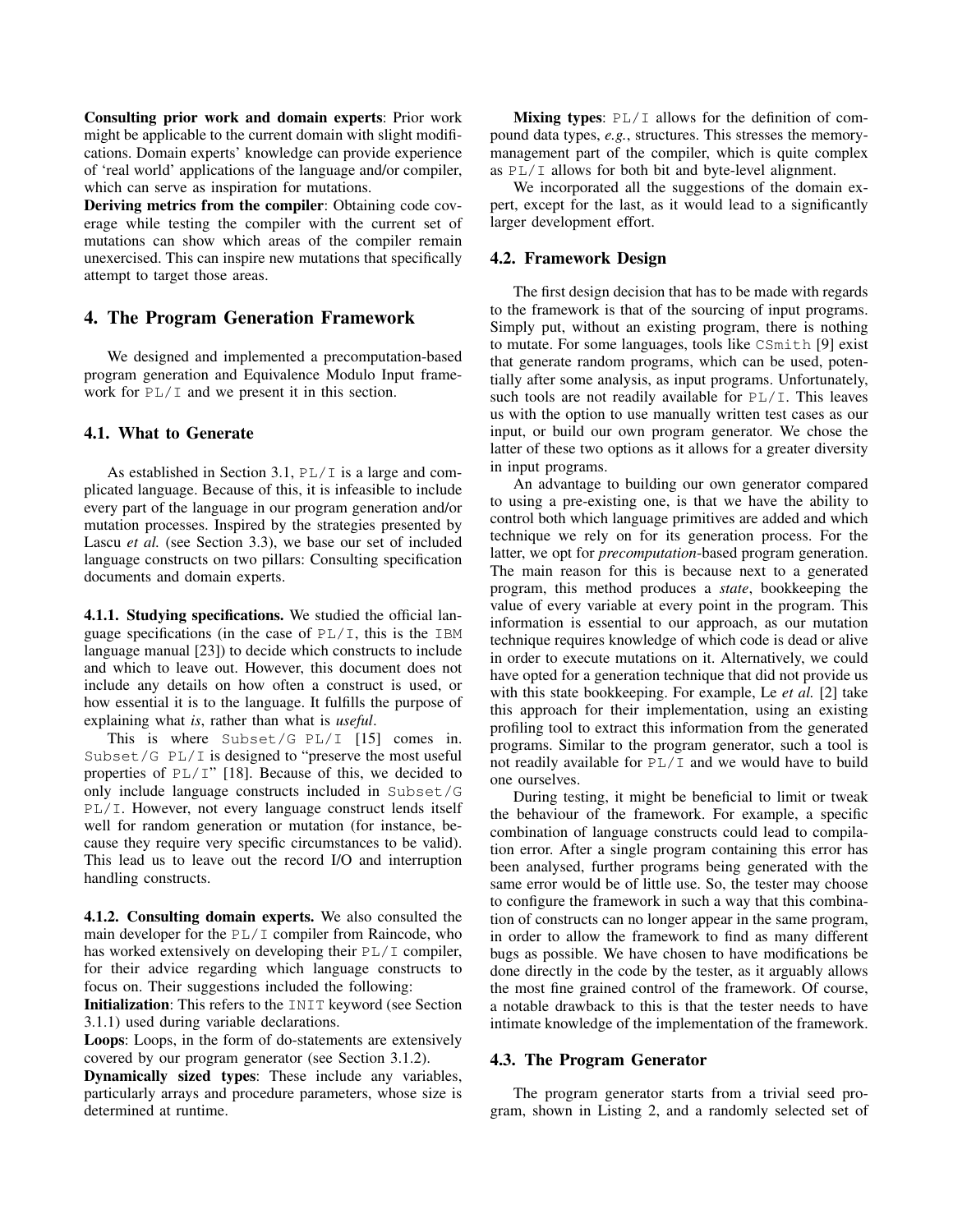**Consulting prior work and domain experts**: Prior work might be applicable to the current domain with slight modifications. Domain experts' knowledge can provide experience of 'real world' applications of the language and/or compiler, which can serve as inspiration for mutations.

**Deriving metrics from the compiler**: Obtaining code coverage while testing the compiler with the current set of mutations can show which areas of the compiler remain unexercised. This can inspire new mutations that specifically attempt to target those areas.

# 4. The Program Generation Framework

We designed and implemented a precomputation-based program generation and Equivalence Modulo Input framework for PL/I and we present it in this section.

## 4.1. What to Generate

As established in Section 3.1, PL/I is a large and complicated language. Because of this, it is infeasible to include every part of the language in our program generation and/or mutation processes. Inspired by the strategies presented by Lascu *et al.* (see Section 3.3), we base our set of included language constructs on two pillars: Consulting specification documents and domain experts.

**4.1.1. Studying specifications.** We studied the official language specifications (in the case of PL/I, this is the IBM language manual [23]) to decide which constructs to include and which to leave out. However, this document does not include any details on how often a construct is used, or how essential it is to the language. It fulfills the purpose of explaining what *is*, rather than what is *useful*.

This is where Subset/G PL/I [15] comes in. Subset/G PL/I is designed to "preserve the most useful properties of PL/I" [18]. Because of this, we decided to only include language constructs included in Subset/G PL/I. However, not every language construct lends itself well for random generation or mutation (for instance, because they require very specific circumstances to be valid). This lead us to leave out the record I/O and interruption handling constructs.

**4.1.2. Consulting domain experts.** We also consulted the main developer for the PL/I compiler from Raincode, who has worked extensively on developing their PL/I compiler, for their advice regarding which language constructs to focus on. Their suggestions included the following:

**Initialization**: This refers to the INIT keyword (see Section 3.1.1) used during variable declarations.

**Loops**: Loops, in the form of do-statements are extensively covered by our program generator (see Section 3.1.2).

**Dynamically sized types**: These include any variables, particularly arrays and procedure parameters, whose size is determined at runtime.

**Mixing types**: PL/I allows for the definition of compound data types, *e.g.*, structures. This stresses the memory-management part of the compiler, which is quite complex as PL/I allows for both bit and byte-level alignment.

We incorporated all the suggestions of the domain expert, except for the last, as it would lead to a significantly larger development effort.

## 4.2. Framework Design

The first design decision that has to be made with regards to the framework is that of the sourcing of input programs. Simply put, without an existing program, there is nothing to mutate. For some languages, tools like CSmith [9] exist that generate random programs, which can be used, potentially after some analysis, as input programs. Unfortunately, such tools are not readily available for PL/I. This leaves us with the option to use manually written test cases as our input, or build our own program generator. We chose the latter of these two options as it allows for a greater diversity in input programs.

An advantage to building our own generator compared to using a pre-existing one, is that we have the ability to control both which language primitives are added and which technique we rely on for its generation process. For the latter, we opt for *precomputation*-based program generation. The main reason for this is because next to a generated program, this method produces a *state*, bookkeeping the value of every variable at every point in the program. This information is essential to our approach, as our mutation technique requires knowledge of which code is dead or alive in order to execute mutations on it. Alternatively, we could have opted for a generation technique that did not provide us with this state bookkeeping. For example, Le *et al.* [2] take this approach for their implementation, using an existing profiling tool to extract this information from the generated programs. Similar to the program generator, such a tool is not readily available for PL/I and we would have to build one ourselves.

During testing, it might be beneficial to limit or tweak the behaviour of the framework. For example, a specific combination of language constructs could lead to compilation error. After a single program containing this error has been analysed, further programs being generated with the same error would be of little use. So, the tester may choose to configure the framework in such a way that this combination of constructs can no longer appear in the same program, in order to allow the framework to find as many different bugs as possible. We have chosen to have modifications be done directly in the code by the tester, as it arguably allows the most fine grained control of the framework. Of course, a notable drawback to this is that the tester needs to have intimate knowledge of the implementation of the framework.

## 4.3. The Program Generator

The program generator starts from a trivial seed program, shown in Listing 2, and a randomly selected set of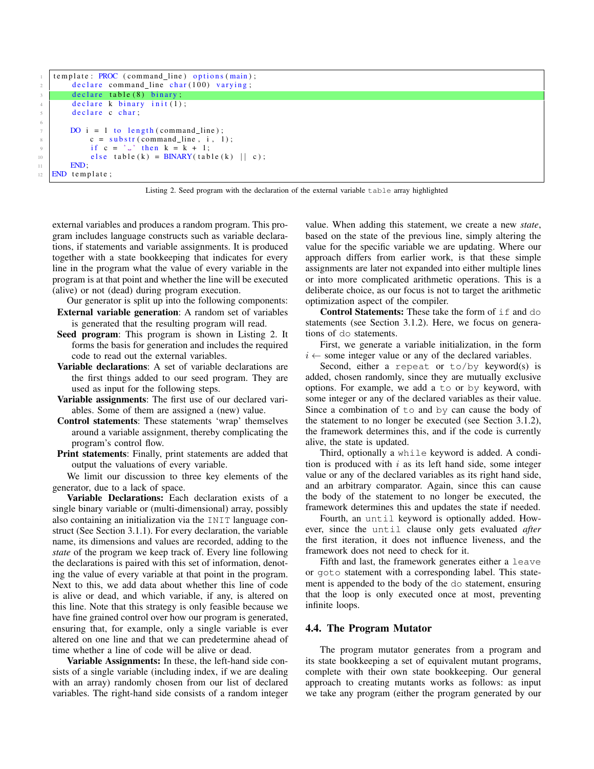```
template: PROC (command_line) options(main);
    declare command_line char(100) varying;
    declare table(8) binary;
    declare k binary init(1);
    declare c char;

    DO i = 1 to length(command_line);
        c = substr(command_line, i, 1);
        if c = ' ' then k = k + 1;
        else table(k) = BINARY(table(k) || c);
    END;
END template;
```

Listing 2. Seed program with the declaration of the external variable `table` array highlighted

external variables and produces a random program. This program includes language constructs such as variable declarations, if statements and variable assignments. It is produced together with a state bookkeeping that indicates for every line in the program what the value of every variable in the program is at that point and whether the line will be executed (alive) or not (dead) during program execution.

Our generator is split up into the following components:

- **External variable generation**: A random set of variables is generated that the resulting program will read.
- **Seed program**: This program is shown in Listing 2. It forms the basis for generation and includes the required code to read out the external variables.
- **Variable declarations**: A set of variable declarations are the first things added to our seed program. They are used as input for the following steps.
- **Variable assignments**: The first use of our declared variables. Some of them are assigned a (new) value.
- **Control statements**: These statements 'wrap' themselves around a variable assignment, thereby complicating the program's control flow.
- **Print statements**: Finally, print statements are added that output the valuations of every variable.

We limit our discussion to three key elements of the generator, due to a lack of space.

**Variable Declarations:** Each declaration exists of a single binary variable or (multi-dimensional) array, possibly also containing an initialization via the `INIT` language construct (See Section 3.1.1). For every declaration, the variable name, its dimensions and values are recorded, adding to the *state* of the program we keep track of. Every line following the declarations is paired with this set of information, denoting the value of every variable at that point in the program. Next to this, we add data about whether this line of code is alive or dead, and which variable, if any, is altered on this line. Note that this strategy is only feasible because we have fine grained control over how our program is generated, ensuring that, for example, only a single variable is ever altered on one line and that we can predetermine ahead of time whether a line of code will be alive or dead.

**Variable Assignments:** In these, the left-hand side consists of a single variable (including index, if we are dealing with an array) randomly chosen from our list of declared variables. The right-hand side consists of a random integer value. When adding this statement, we create a new *state*, based on the state of the previous line, simply altering the value for the specific variable we are updating. Where our approach differs from earlier work, is that these simple assignments are later not expanded into either multiple lines or into more complicated arithmetic operations. This is a deliberate choice, as our focus is not to target the arithmetic optimization aspect of the compiler.

**Control Statements:** These take the form of `if` and `do` statements (see Section 3.1.2). Here, we focus on generations of `do` statements.

First, we generate a variable initialization, in the form $i \leftarrow$ some integer value or any of the declared variables.

Second, either a `repeat` or `to`/`by` keyword(s) is added, chosen randomly, since they are mutually exclusive options. For example, we add a `to` or `by` keyword, with some integer or any of the declared variables as their value. Since a combination of `to` and `by` can cause the body of the statement to no longer be executed (see Section 3.1.2), the framework determines this, and if the code is currently alive, the state is updated.

Third, optionally a `while` keyword is added. A condition is produced with $i$ as its left hand side, some integer value or any of the declared variables as its right hand side, and an arbitrary comparator. Again, since this can cause the body of the statement to no longer be executed, the framework determines this and updates the state if needed.

Fourth, an `until` keyword is optionally added. However, since the `until` clause only gets evaluated *after* the first iteration, it does not influence liveness, and the framework does not need to check for it.

Fifth and last, the framework generates either a `leave` or `goto` statement with a corresponding label. This statement is appended to the body of the `do` statement, ensuring that the loop is only executed once at most, preventing infinite loops.

## 4.4. The Program Mutator

The program mutator generates from a program and its state bookkeeping a set of equivalent mutant programs, complete with their own state bookkeeping. Our general approach to creating mutants works as follows: as input we take any program (either the program generated by our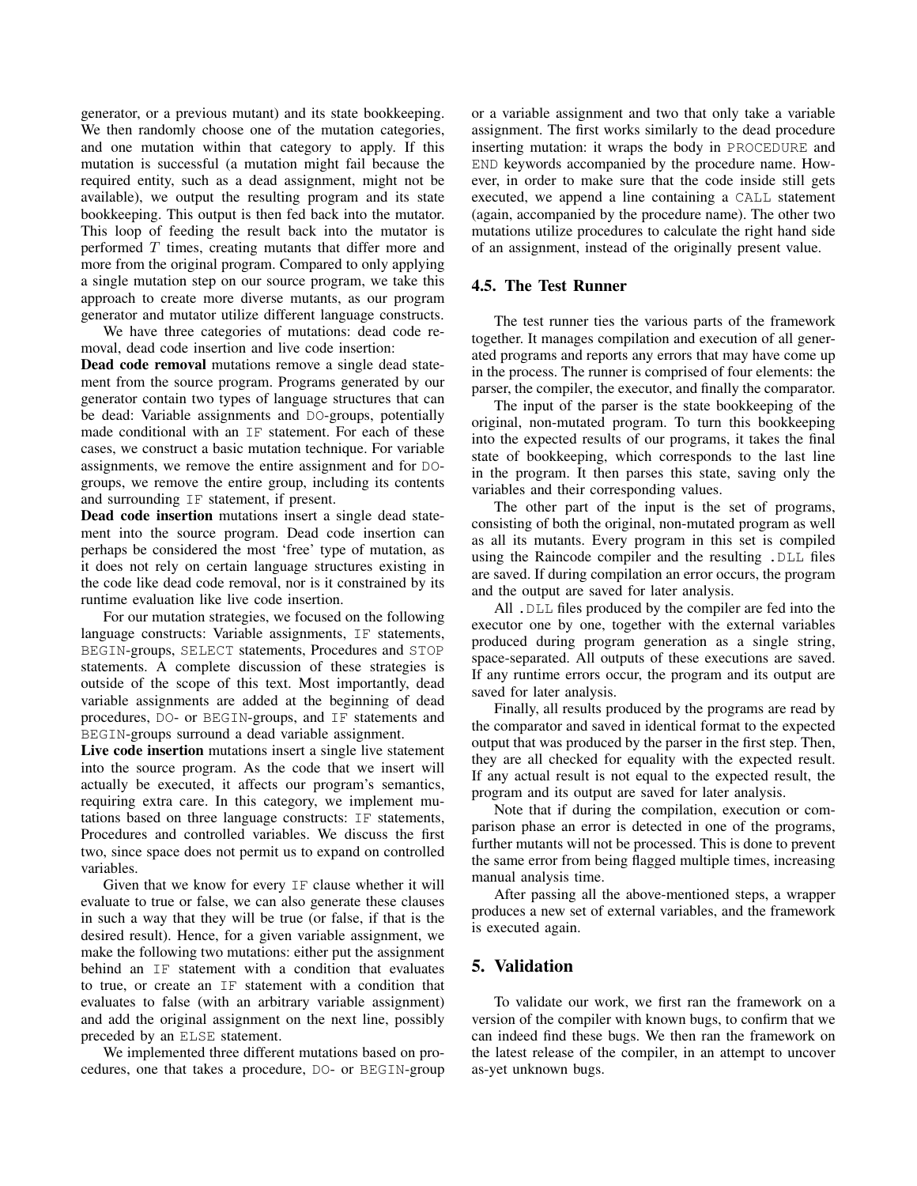generator, or a previous mutant) and its state bookkeeping. We then randomly choose one of the mutation categories, and one mutation within that category to apply. If this mutation is successful (a mutation might fail because the required entity, such as a dead assignment, might not be available), we output the resulting program and its state bookkeeping. This output is then fed back into the mutator. This loop of feeding the result back into the mutator is performed $T$ times, creating mutants that differ more and more from the original program. Compared to only applying a single mutation step on our source program, we take this approach to create more diverse mutants, as our program generator and mutator utilize different language constructs.

We have three categories of mutations: dead code removal, dead code insertion and live code insertion:

**Dead code removal** mutations remove a single dead statement from the source program. Programs generated by our generator contain two types of language structures that can be dead: Variable assignments and `DO`-groups, potentially made conditional with an `IF` statement. For each of these cases, we construct a basic mutation technique. For variable assignments, we remove the entire assignment and for `DO`-groups, we remove the entire group, including its contents and surrounding `IF` statement, if present.

**Dead code insertion** mutations insert a single dead statement into the source program. Dead code insertion can perhaps be considered the most 'free' type of mutation, as it does not rely on certain language structures existing in the code like dead code removal, nor is it constrained by its runtime evaluation like live code insertion.

For our mutation strategies, we focused on the following language constructs: Variable assignments, `IF` statements, `BEGIN`-groups, `SELECT` statements, Procedures and `STOP` statements. A complete discussion of these strategies is outside of the scope of this text. Most importantly, dead variable assignments are added at the beginning of dead procedures, `DO`- or `BEGIN`-groups, and `IF` statements and `BEGIN`-groups surround a dead variable assignment.

**Live code insertion** mutations insert a single live statement into the source program. As the code that we insert will actually be executed, it affects our program's semantics, requiring extra care. In this category, we implement mutations based on three language constructs: `IF` statements, Procedures and controlled variables. We discuss the first two, since space does not permit us to expand on controlled variables.

Given that we know for every `IF` clause whether it will evaluate to true or false, we can also generate these clauses in such a way that they will be true (or false, if that is the desired result). Hence, for a given variable assignment, we make the following two mutations: either put the assignment behind an `IF` statement with a condition that evaluates to true, or create an `IF` statement with a condition that evaluates to false (with an arbitrary variable assignment) and add the original assignment on the next line, possibly preceded by an `ELSE` statement.

We implemented three different mutations based on procedures, one that takes a procedure, `DO`- or `BEGIN`-group or a variable assignment and two that only take a variable assignment. The first works similarly to the dead procedure inserting mutation: it wraps the body in `PROCEDURE` and `END` keywords accompanied by the procedure name. However, in order to make sure that the code inside still gets executed, we append a line containing a `CALL` statement (again, accompanied by the procedure name). The other two mutations utilize procedures to calculate the right hand side of an assignment, instead of the originally present value.

### 4.5. The Test Runner

The test runner ties the various parts of the framework together. It manages compilation and execution of all generated programs and reports any errors that may have come up in the process. The runner is comprised of four elements: the parser, the compiler, the executor, and finally the comparator.

The input of the parser is the state bookkeeping of the original, non-mutated program. To turn this bookkeeping into the expected results of our programs, it takes the final state of bookkeeping, which corresponds to the last line in the program. It then parses this state, saving only the variables and their corresponding values.

The other part of the input is the set of programs, consisting of both the original, non-mutated program as well as all its mutants. Every program in this set is compiled using the Raincode compiler and the resulting `.DLL` files are saved. If during compilation an error occurs, the program and the output are saved for later analysis.

All `.DLL` files produced by the compiler are fed into the executor one by one, together with the external variables produced during program generation as a single string, space-separated. All outputs of these executions are saved. If any runtime errors occur, the program and its output are saved for later analysis.

Finally, all results produced by the programs are read by the comparator and saved in identical format to the expected output that was produced by the parser in the first step. Then, they are all checked for equality with the expected result. If any actual result is not equal to the expected result, the program and its output are saved for later analysis.

Note that if during the compilation, execution or comparison phase an error is detected in one of the programs, further mutants will not be processed. This is done to prevent the same error from being flagged multiple times, increasing manual analysis time.

After passing all the above-mentioned steps, a wrapper produces a new set of external variables, and the framework is executed again.

## 5. Validation

To validate our work, we first ran the framework on a version of the compiler with known bugs, to confirm that we can indeed find these bugs. We then ran the framework on the latest release of the compiler, in an attempt to uncover as-yet unknown bugs.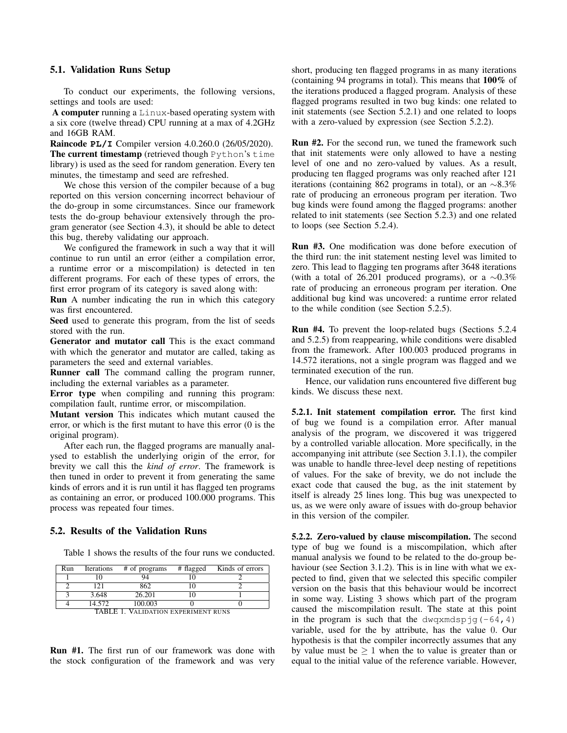### 5.1. Validation Runs Setup

To conduct our experiments, the following versions, settings and tools are used:

**A computer** running a `Linux`-based operating system with a six core (twelve thread) CPU running at a max of 4.2GHz and 16GB RAM.

**Raincode `PL/I`** Compiler version 4.0.260.0 (26/05/2020).

**The current timestamp** (retrieved though `Python`'s `time` library) is used as the seed for random generation. Every ten minutes, the timestamp and seed are refreshed.

We chose this version of the compiler because of a bug reported on this version concerning incorrect behaviour of the do-group in some circumstances. Since our framework tests the do-group behaviour extensively through the program generator (see Section 4.3), it should be able to detect this bug, thereby validating our approach.

We configured the framework in such a way that it will continue to run until an error (either a compilation error, a runtime error or a miscompilation) is detected in ten different programs. For each of these types of errors, the first error program of its category is saved along with:

**Run** A number indicating the run in which this category was first encountered.

**Seed** used to generate this program, from the list of seeds stored with the run.

**Generator and mutator call** This is the exact command with which the generator and mutator are called, taking as parameters the seed and external variables.

**Runner call** The command calling the program runner, including the external variables as a parameter.

**Error type** when compiling and running this program: compilation fault, runtime error, or miscompilation.

**Mutant version** This indicates which mutant caused the error, or which is the first mutant to have this error (0 is the original program).

After each run, the flagged programs are manually analysed to establish the underlying origin of the error, for brevity we call this the *kind of error*. The framework is then tuned in order to prevent it from generating the same kinds of errors and it is run until it has flagged ten programs as containing an error, or produced 100.000 programs. This process was repeated four times.

### 5.2. Results of the Validation Runs

Table 1 shows the results of the four runs we conducted.

| Run | Iterations | # of programs | # flagged | Kinds of errors |
|---|---|---|---|---|
| 1 | 10 | 94 | 10 | 2 |
| 2 | 121 | 862 | 10 | 2 |
| 3 | 3.648 | 26.201 | 10 | 1 |
| 4 | 14.572 | 100.003 | 0 | 0 |

TABLE 1. Validation experiment runs

**Run #1.** The first run of our framework was done with the stock configuration of the framework and was very short, producing ten flagged programs in as many iterations (containing 94 programs in total). This means that **100%** of the iterations produced a flagged program. Analysis of these flagged programs resulted in two bug kinds: one related to init statements (see Section 5.2.1) and one related to loops with a zero-valued by expression (see Section 5.2.2).

**Run #2.** For the second run, we tuned the framework such that init statements were only allowed to have a nesting level of one and no zero-valued by values. As a result, producing ten flagged programs was only reached after 121 iterations (containing 862 programs in total), or an $\sim$8.3% rate of producing an erroneous program per iteration. Two bug kinds were found among the flagged programs: another related to init statements (see Section 5.2.3) and one related to loops (see Section 5.2.4).

**Run #3.** One modification was done before execution of the third run: the init statement nesting level was limited to zero. This lead to flagging ten programs after 3648 iterations (with a total of 26.201 produced programs), or a $\sim$0.3% rate of producing an erroneous program per iteration. One additional bug kind was uncovered: a runtime error related to the while condition (see Section 5.2.5).

**Run #4.** To prevent the loop-related bugs (Sections 5.2.4 and 5.2.5) from reappearing, while conditions were disabled from the framework. After 100.003 produced programs in 14.572 iterations, not a single program was flagged and we terminated execution of the run.

Hence, our validation runs encountered five different bug kinds. We discuss these next.

**5.2.1. Init statement compilation error.** The first kind of bug we found is a compilation error. After manual analysis of the program, we discovered it was triggered by a controlled variable allocation. More specifically, in the accompanying init attribute (see Section 3.1.1), the compiler was unable to handle three-level deep nesting of repetitions of values. For the sake of brevity, we do not include the exact code that caused the bug, as the init statement by itself is already 25 lines long. This bug was unexpected to us, as we were only aware of issues with do-group behavior in this version of the compiler.

**5.2.2. Zero-valued by clause miscompilation.** The second type of bug we found is a miscompilation, which after manual analysis we found to be related to the do-group behaviour (see Section 3.1.2). This is in line with what we expected to find, given that we selected this specific compiler version on the basis that this behaviour would be incorrect in some way. Listing 3 shows which part of the program caused the miscompilation result. The state at this point in the program is such that the `dwqxmdspjg(-64,4)` variable, used for the by attribute, has the value 0. Our hypothesis is that the compiler incorrectly assumes that any by value must be $\geq 1$ when the to value is greater than or equal to the initial value of the reference variable. However,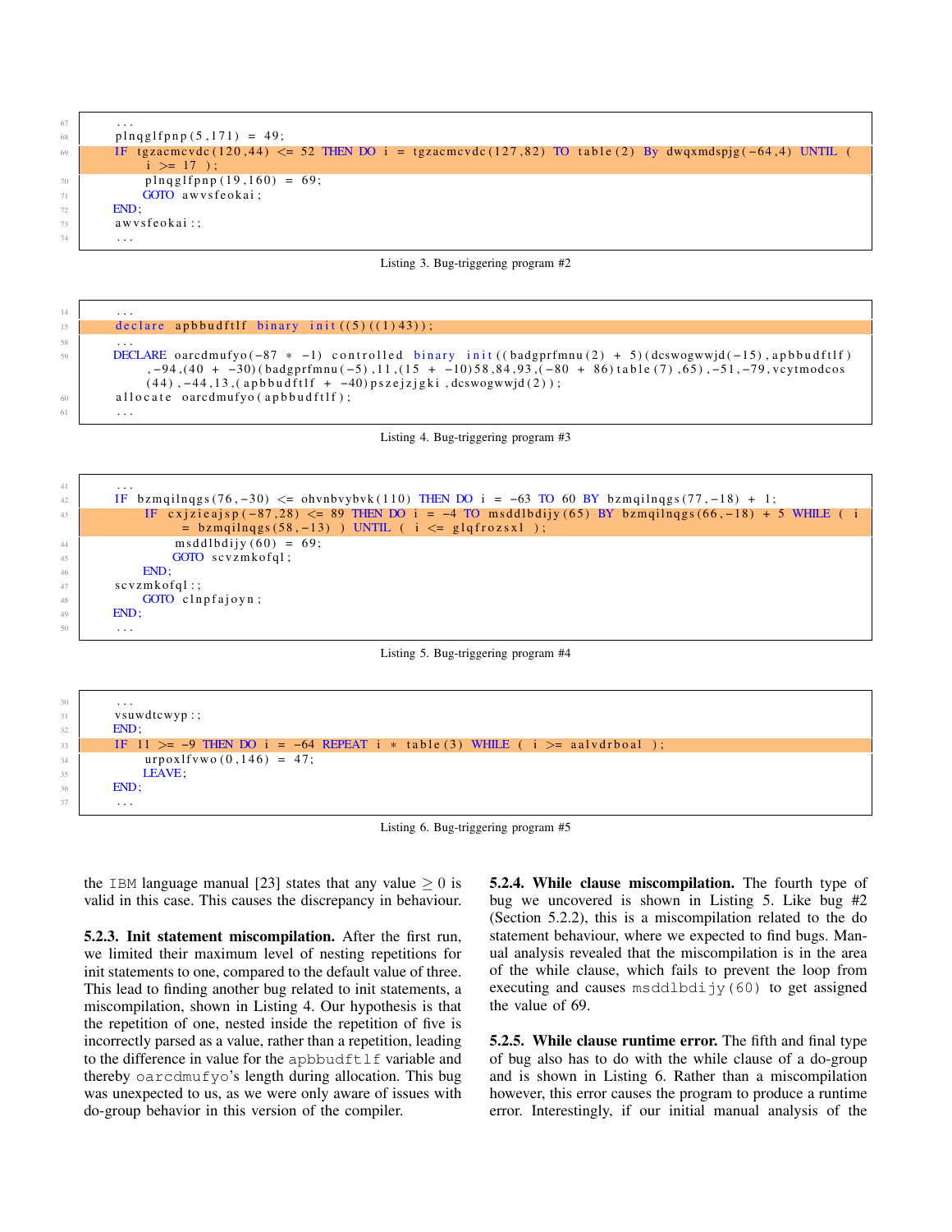```
67      ...
68      plnqglfpnp(5,171) = 49;
69      IF tgzacmcvdc(120,44) <= 52 THEN DO i = tgzacmcvdc(127,82) TO table(2) By dwqxmdspjg(-64,4) UNTIL (
            i >= 17 );
70          plnqglfpnp(19,160) = 69;
71          GOTO awvsfeokai;
72      END;
73      awvsfeokai:;
74      ...
```

Listing 3. Bug-triggering program #2

```
14      ...
15      declare apbbudftlf binary init((5)((1)43));
58      ...
59      DECLARE oarcdmufyo(-87 * -1) controlled binary init((badgprfmnu(2) + 5)(dcswogwwjd(-15),apbbudftlf)
            ,-94,(40 + -30)(badgprfmnu(-5),11,(15 + -10)58,84,93,(-80 + 86)table(7),65),-51,-79,vcytmodcos
            (44),-44,13,(apbbudftlf + -40)pszejzjgki,dcswogwwjd(2));
60      allocate oarcdmufyo(apbbudftlf);
61      ...
```

Listing 4. Bug-triggering program #3

```
41      ...
42      IF bzmqilnqgs(76,-30) <= ohvnbvybvk(110) THEN DO i = -63 TO 60 BY bzmqilnqgs(77,-18) + 1;
43          IF cxjzieajsp(-87,28) <= 89 THEN DO i = -4 TO msddlbdijy(65) BY bzmqilnqgs(66,-18) + 5 WHILE ( i
                = bzmqilnqgs(58,-13) ) UNTIL ( i <= glqfrozsxl );
44              msddlbdijy(60) = 69;
45              GOTO scvzmkofql;
46          END;
47      scvzmkofql:;
48          GOTO clnpfajoyn;
49      END;
50      ...
```

Listing 5. Bug-triggering program #4

```
30      ...
31      vsuwdtcwyp:;
32      END;
33      IF 11 >= -9 THEN DO i = -64 REPEAT i * table(3) WHILE ( i >= aalvdrboal );
34          urpoxlfvwo(0,146) = 47;
35          LEAVE;
36      END;
37      ...
```

Listing 6. Bug-triggering program #5

the IBM language manual [23] states that any value $\geq 0$ is valid in this case. This causes the discrepancy in behaviour.

**5.2.3. Init statement miscompilation.** After the first run, we limited their maximum level of nesting repetitions for init statements to one, compared to the default value of three. This lead to finding another bug related to init statements, a miscompilation, shown in Listing 4. Our hypothesis is that the repetition of one, nested inside the repetition of five is incorrectly parsed as a value, rather than a repetition, leading to the difference in value for the apbbudftlf variable and thereby oarcdmufyo's length during allocation. This bug was unexpected to us, as we were only aware of issues with do-group behavior in this version of the compiler.

**5.2.4. While clause miscompilation.** The fourth type of bug we uncovered is shown in Listing 5. Like bug #2 (Section 5.2.2), this is a miscompilation related to the do statement behaviour, where we expected to find bugs. Manual analysis revealed that the miscompilation is in the area of the while clause, which fails to prevent the loop from executing and causes msddlbdijy(60) to get assigned the value of 69.

**5.2.5. While clause runtime error.** The fifth and final type of bug also has to do with the while clause of a do-group and is shown in Listing 6. Rather than a miscompilation however, this error causes the program to produce a runtime error. Interestingly, if our initial manual analysis of the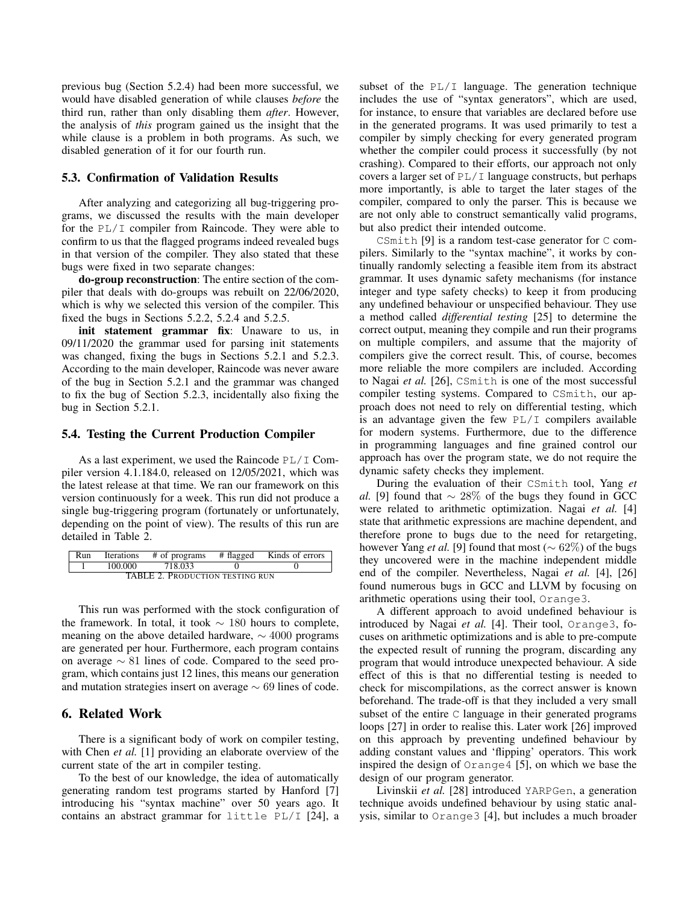previous bug (Section 5.2.4) had been more successful, we would have disabled generation of while clauses *before* the third run, rather than only disabling them *after*. However, the analysis of *this* program gained us the insight that the while clause is a problem in both programs. As such, we disabled generation of it for our fourth run.

### 5.3. Confirmation of Validation Results

After analyzing and categorizing all bug-triggering programs, we discussed the results with the main developer for the PL/I compiler from Raincode. They were able to confirm to us that the flagged programs indeed revealed bugs in that version of the compiler. They also stated that these bugs were fixed in two separate changes:

**do-group reconstruction**: The entire section of the compiler that deals with do-groups was rebuilt on 22/06/2020, which is why we selected this version of the compiler. This fixed the bugs in Sections 5.2.2, 5.2.4 and 5.2.5.

**init statement grammar fix**: Unaware to us, in 09/11/2020 the grammar used for parsing init statements was changed, fixing the bugs in Sections 5.2.1 and 5.2.3. According to the main developer, Raincode was never aware of the bug in Section 5.2.1 and the grammar was changed to fix the bug of Section 5.2.3, incidentally also fixing the bug in Section 5.2.1.

### 5.4. Testing the Current Production Compiler

As a last experiment, we used the Raincode PL/I Compiler version 4.1.184.0, released on 12/05/2021, which was the latest release at that time. We ran our framework on this version continuously for a week. This run did not produce a single bug-triggering program (fortunately or unfortunately, depending on the point of view). The results of this run are detailed in Table 2.

| Run | Iterations | # of programs | # flagged | Kinds of errors |
|---|---|---|---|---|
| 1 | 100.000 | 718.033 | 0 | 0 |

TABLE 2. PRODUCTION TESTING RUN

This run was performed with the stock configuration of the framework. In total, it took $\sim 180$ hours to complete, meaning on the above detailed hardware, $\sim 4000$ programs are generated per hour. Furthermore, each program contains on average $\sim 81$ lines of code. Compared to the seed program, which contains just 12 lines, this means our generation and mutation strategies insert on average $\sim 69$ lines of code.

## 6. Related Work

There is a significant body of work on compiler testing, with Chen *et al.* [1] providing an elaborate overview of the current state of the art in compiler testing.

To the best of our knowledge, the idea of automatically generating random test programs started by Hanford [7] introducing his "syntax machine" over 50 years ago. It contains an abstract grammar for little PL/I [24], a subset of the PL/I language. The generation technique includes the use of "syntax generators", which are used, for instance, to ensure that variables are declared before use in the generated programs. It was used primarily to test a compiler by simply checking for every generated program whether the compiler could process it successfully (by not crashing). Compared to their efforts, our approach not only covers a larger set of PL/I language constructs, but perhaps more importantly, is able to target the later stages of the compiler, compared to only the parser. This is because we are not only able to construct semantically valid programs, but also predict their intended outcome.

CSmith [9] is a random test-case generator for C compilers. Similarly to the "syntax machine", it works by continually randomly selecting a feasible item from its abstract grammar. It uses dynamic safety mechanisms (for instance integer and type safety checks) to keep it from producing any undefined behaviour or unspecified behaviour. They use a method called *differential testing* [25] to determine the correct output, meaning they compile and run their programs on multiple compilers, and assume that the majority of compilers give the correct result. This, of course, becomes more reliable the more compilers are included. According to Nagai *et al.* [26], CSmith is one of the most successful compiler testing systems. Compared to CSmith, our approach does not need to rely on differential testing, which is an advantage given the few PL/I compilers available for modern systems. Furthermore, due to the difference in programming languages and fine grained control our approach has over the program state, we do not require the dynamic safety checks they implement.

During the evaluation of their CSmith tool, Yang *et al.* [9] found that $\sim 28\%$ of the bugs they found in GCC were related to arithmetic optimization. Nagai *et al.* [4] state that arithmetic expressions are machine dependent, and therefore prone to bugs due to the need for retargeting, however Yang *et al.* [9] found that most ($\sim 62\%$) of the bugs they uncovered were in the machine independent middle end of the compiler. Nevertheless, Nagai *et al.* [4], [26] found numerous bugs in GCC and LLVM by focusing on arithmetic operations using their tool, Orange3.

A different approach to avoid undefined behaviour is introduced by Nagai *et al.* [4]. Their tool, Orange3, focuses on arithmetic optimizations and is able to pre-compute the expected result of running the program, discarding any program that would introduce unexpected behaviour. A side effect of this is that no differential testing is needed to check for miscompilations, as the correct answer is known beforehand. The trade-off is that they included a very small subset of the entire C language in their generated programs loops [27] in order to realise this. Later work [26] improved on this approach by preventing undefined behaviour by adding constant values and 'flipping' operators. This work inspired the design of Orange4 [5], on which we base the design of our program generator.

Livinskii *et al.* [28] introduced YARPGen, a generation technique avoids undefined behaviour by using static analysis, similar to Orange3 [4], but includes a much broader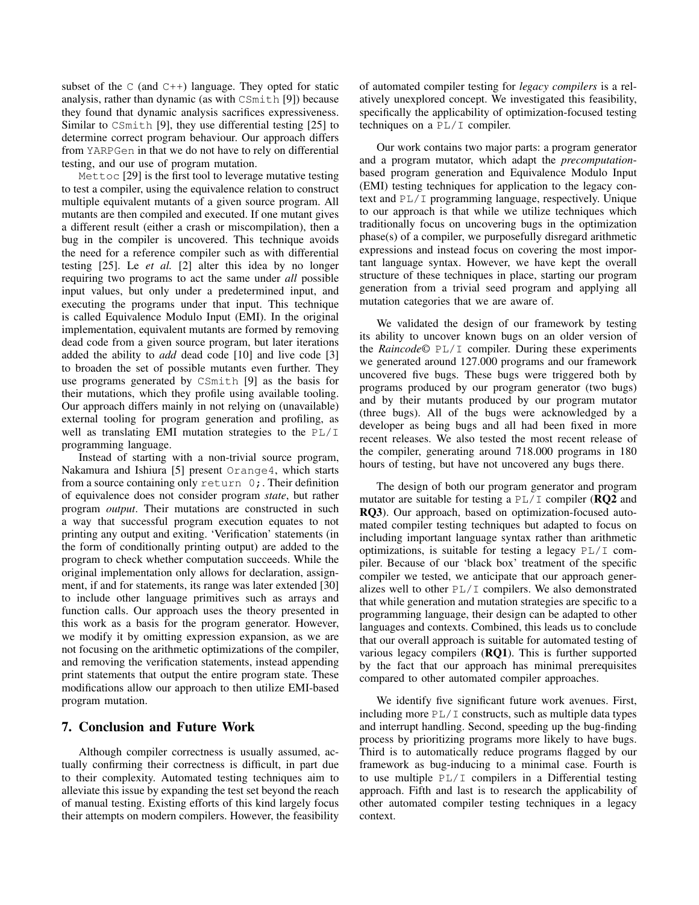subset of the C (and C++) language. They opted for static analysis, rather than dynamic (as with CSmith [9]) because they found that dynamic analysis sacrifices expressiveness. Similar to CSmith [9], they use differential testing [25] to determine correct program behaviour. Our approach differs from YARPGen in that we do not have to rely on differential testing, and our use of program mutation.

Mettoc [29] is the first tool to leverage mutative testing to test a compiler, using the equivalence relation to construct multiple equivalent mutants of a given source program. All mutants are then compiled and executed. If one mutant gives a different result (either a crash or miscompilation), then a bug in the compiler is uncovered. This technique avoids the need for a reference compiler such as with differential testing [25]. Le *et al.* [2] alter this idea by no longer requiring two programs to act the same under *all* possible input values, but only under a predetermined input, and executing the programs under that input. This technique is called Equivalence Modulo Input (EMI). In the original implementation, equivalent mutants are formed by removing dead code from a given source program, but later iterations added the ability to *add* dead code [10] and live code [3] to broaden the set of possible mutants even further. They use programs generated by CSmith [9] as the basis for their mutations, which they profile using available tooling. Our approach differs mainly in not relying on (unavailable) external tooling for program generation and profiling, as well as translating EMI mutation strategies to the PL/I programming language.

Instead of starting with a non-trivial source program, Nakamura and Ishiura [5] present Orange4, which starts from a source containing only `return 0;`. Their definition of equivalence does not consider program *state*, but rather program *output*. Their mutations are constructed in such a way that successful program execution equates to not printing any output and exiting. 'Verification' statements (in the form of conditionally printing output) are added to the program to check whether computation succeeds. While the original implementation only allows for declaration, assignment, if and for statements, its range was later extended [30] to include other language primitives such as arrays and function calls. Our approach uses the theory presented in this work as a basis for the program generator. However, we modify it by omitting expression expansion, as we are not focusing on the arithmetic optimizations of the compiler, and removing the verification statements, instead appending print statements that output the entire program state. These modifications allow our approach to then utilize EMI-based program mutation.

## 7. Conclusion and Future Work

Although compiler correctness is usually assumed, actually confirming their correctness is difficult, in part due to their complexity. Automated testing techniques aim to alleviate this issue by expanding the test set beyond the reach of manual testing. Existing efforts of this kind largely focus their attempts on modern compilers. However, the feasibility of automated compiler testing for *legacy compilers* is a relatively unexplored concept. We investigated this feasibility, specifically the applicability of optimization-focused testing techniques on a PL/I compiler.

Our work contains two major parts: a program generator and a program mutator, which adapt the *precomputation*-based program generation and Equivalence Modulo Input (EMI) testing techniques for application to the legacy context and PL/I programming language, respectively. Unique to our approach is that while we utilize techniques which traditionally focus on uncovering bugs in the optimization phase(s) of a compiler, we purposefully disregard arithmetic expressions and instead focus on covering the most important language syntax. However, we have kept the overall structure of these techniques in place, starting our program generation from a trivial seed program and applying all mutation categories that we are aware of.

We validated the design of our framework by testing its ability to uncover known bugs on an older version of the *Raincode*© PL/I compiler. During these experiments we generated around 127.000 programs and our framework uncovered five bugs. These bugs were triggered both by programs produced by our program generator (two bugs) and by their mutants produced by our program mutator (three bugs). All of the bugs were acknowledged by a developer as being bugs and all had been fixed in more recent releases. We also tested the most recent release of the compiler, generating around 718.000 programs in 180 hours of testing, but have not uncovered any bugs there.

The design of both our program generator and program mutator are suitable for testing a PL/I compiler (**RQ2** and **RQ3**). Our approach, based on optimization-focused automated compiler testing techniques but adapted to focus on including important language syntax rather than arithmetic optimizations, is suitable for testing a legacy PL/I compiler. Because of our 'black box' treatment of the specific compiler we tested, we anticipate that our approach generalizes well to other PL/I compilers. We also demonstrated that while generation and mutation strategies are specific to a programming language, their design can be adapted to other languages and contexts. Combined, this leads us to conclude that our overall approach is suitable for automated testing of various legacy compilers (**RQ1**). This is further supported by the fact that our approach has minimal prerequisites compared to other automated compiler approaches.

We identify five significant future work avenues. First, including more PL/I constructs, such as multiple data types and interrupt handling. Second, speeding up the bug-finding process by prioritizing programs more likely to have bugs. Third is to automatically reduce programs flagged by our framework as bug-inducing to a minimal case. Fourth is to use multiple PL/I compilers in a Differential testing approach. Fifth and last is to research the applicability of other automated compiler testing techniques in a legacy context.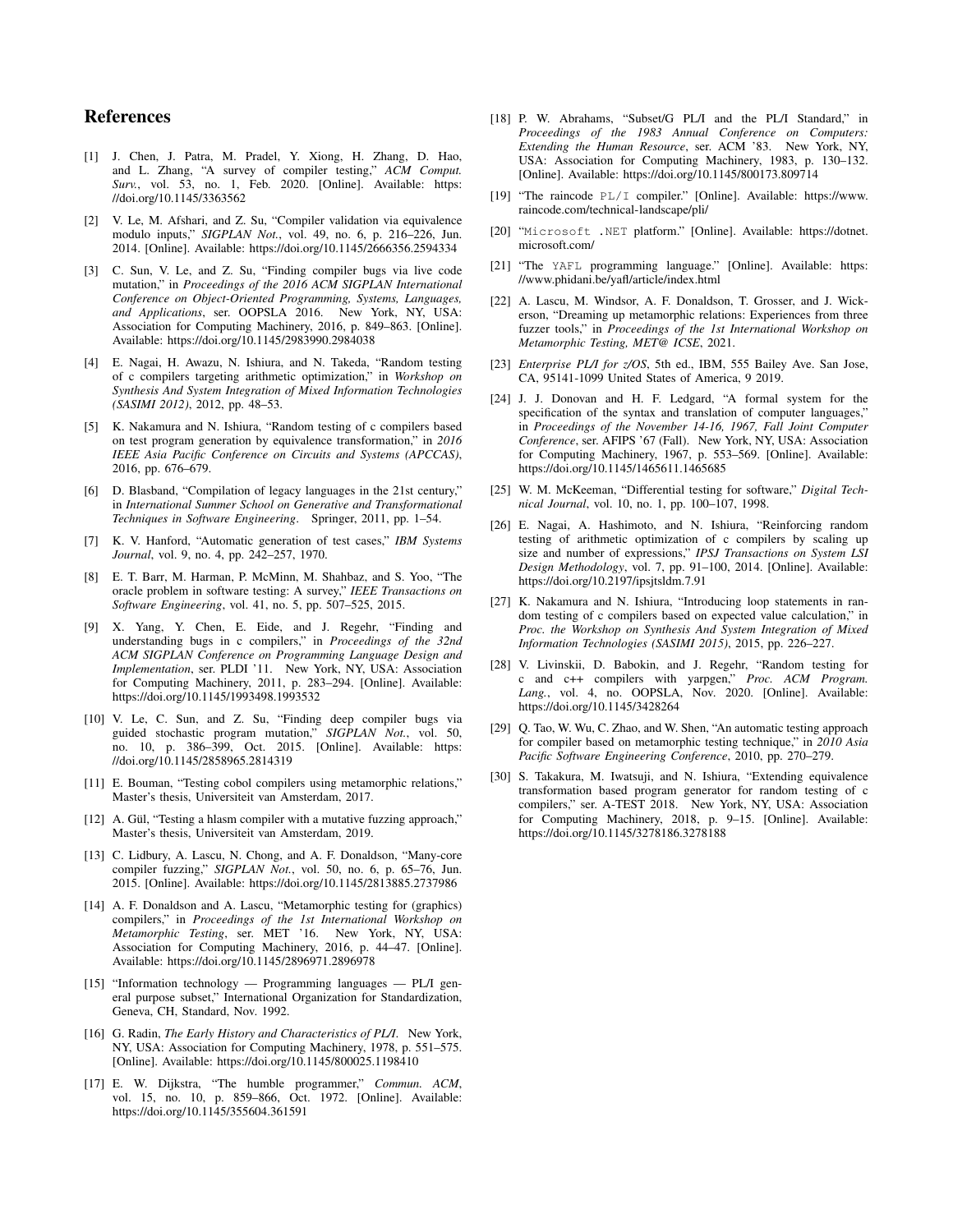## References

[1] J. Chen, J. Patra, M. Pradel, Y. Xiong, H. Zhang, D. Hao, and L. Zhang, "A survey of compiler testing," *ACM Comput. Surv.*, vol. 53, no. 1, Feb. 2020. [Online]. Available: https://doi.org/10.1145/3363562

[2] V. Le, M. Afshari, and Z. Su, "Compiler validation via equivalence modulo inputs," *SIGPLAN Not.*, vol. 49, no. 6, p. 216–226, Jun. 2014. [Online]. Available: https://doi.org/10.1145/2666356.2594334

[3] C. Sun, V. Le, and Z. Su, "Finding compiler bugs via live code mutation," in *Proceedings of the 2016 ACM SIGPLAN International Conference on Object-Oriented Programming, Systems, Languages, and Applications*, ser. OOPSLA 2016. New York, NY, USA: Association for Computing Machinery, 2016, p. 849–863. [Online]. Available: https://doi.org/10.1145/2983990.2984038

[4] E. Nagai, H. Awazu, N. Ishiura, and N. Takeda, "Random testing of c compilers targeting arithmetic optimization," in *Workshop on Synthesis And System Integration of Mixed Information Technologies (SASIMI 2012)*, 2012, pp. 48–53.

[5] K. Nakamura and N. Ishiura, "Random testing of c compilers based on test program generation by equivalence transformation," in *2016 IEEE Asia Pacific Conference on Circuits and Systems (APCCAS)*, 2016, pp. 676–679.

[6] D. Blasband, "Compilation of legacy languages in the 21st century," in *International Summer School on Generative and Transformational Techniques in Software Engineering*. Springer, 2011, pp. 1–54.

[7] K. V. Hanford, "Automatic generation of test cases," *IBM Systems Journal*, vol. 9, no. 4, pp. 242–257, 1970.

[8] E. T. Barr, M. Harman, P. McMinn, M. Shahbaz, and S. Yoo, "The oracle problem in software testing: A survey," *IEEE Transactions on Software Engineering*, vol. 41, no. 5, pp. 507–525, 2015.

[9] X. Yang, Y. Chen, E. Eide, and J. Regehr, "Finding and understanding bugs in c compilers," in *Proceedings of the 32nd ACM SIGPLAN Conference on Programming Language Design and Implementation*, ser. PLDI '11. New York, NY, USA: Association for Computing Machinery, 2011, p. 283–294. [Online]. Available: https://doi.org/10.1145/1993498.1993532

[10] V. Le, C. Sun, and Z. Su, "Finding deep compiler bugs via guided stochastic program mutation," *SIGPLAN Not.*, vol. 50, no. 10, p. 386–399, Oct. 2015. [Online]. Available: https://doi.org/10.1145/2858965.2814319

[11] E. Bouman, "Testing cobol compilers using metamorphic relations," Master's thesis, Universiteit van Amsterdam, 2017.

[12] A. Gül, "Testing a hlasm compiler with a mutative fuzzing approach," Master's thesis, Universiteit van Amsterdam, 2019.

[13] C. Lidbury, A. Lascu, N. Chong, and A. F. Donaldson, "Many-core compiler fuzzing," *SIGPLAN Not.*, vol. 50, no. 6, p. 65–76, Jun. 2015. [Online]. Available: https://doi.org/10.1145/2813885.2737986

[14] A. F. Donaldson and A. Lascu, "Metamorphic testing for (graphics) compilers," in *Proceedings of the 1st International Workshop on Metamorphic Testing*, ser. MET '16. New York, NY, USA: Association for Computing Machinery, 2016, p. 44–47. [Online]. Available: https://doi.org/10.1145/2896971.2896978

[15] "Information technology — Programming languages — PL/I general purpose subset," International Organization for Standardization, Geneva, CH, Standard, Nov. 1992.

[16] G. Radin, *The Early History and Characteristics of PL/I*. New York, NY, USA: Association for Computing Machinery, 1978, p. 551–575. [Online]. Available: https://doi.org/10.1145/800025.1198410

[17] E. W. Dijkstra, "The humble programmer," *Commun. ACM*, vol. 15, no. 10, p. 859–866, Oct. 1972. [Online]. Available: https://doi.org/10.1145/355604.361591

[18] P. W. Abrahams, "Subset/G PL/I and the PL/I Standard," in *Proceedings of the 1983 Annual Conference on Computers: Extending the Human Resource*, ser. ACM '83. New York, NY, USA: Association for Computing Machinery, 1983, p. 130–132. [Online]. Available: https://doi.org/10.1145/800173.809714

[19] "The raincode `PL/I` compiler." [Online]. Available: https://www.raincode.com/technical-landscape/pli/

[20] "`Microsoft .NET` platform." [Online]. Available: https://dotnet.microsoft.com/

[21] "The `YAFL` programming language." [Online]. Available: https://www.phidani.be/yafl/article/index.html

[22] A. Lascu, M. Windsor, A. F. Donaldson, T. Grosser, and J. Wickerson, "Dreaming up metamorphic relations: Experiences from three fuzzer tools," in *Proceedings of the 1st International Workshop on Metamorphic Testing, MET@ ICSE*, 2021.

[23] *Enterprise PL/I for z/OS*, 5th ed., IBM, 555 Bailey Ave. San Jose, CA, 95141-1099 United States of America, 9 2019.

[24] J. J. Donovan and H. F. Ledgard, "A formal system for the specification of the syntax and translation of computer languages," in *Proceedings of the November 14-16, 1967, Fall Joint Computer Conference*, ser. AFIPS '67 (Fall). New York, NY, USA: Association for Computing Machinery, 1967, p. 553–569. [Online]. Available: https://doi.org/10.1145/1465611.1465685

[25] W. M. McKeeman, "Differential testing for software," *Digital Technical Journal*, vol. 10, no. 1, pp. 100–107, 1998.

[26] E. Nagai, A. Hashimoto, and N. Ishiura, "Reinforcing random testing of arithmetic optimization of c compilers by scaling up size and number of expressions," *IPSJ Transactions on System LSI Design Methodology*, vol. 7, pp. 91–100, 2014. [Online]. Available: https://doi.org/10.2197/ipsjtsldm.7.91

[27] K. Nakamura and N. Ishiura, "Introducing loop statements in random testing of c compilers based on expected value calculation," in *Proc. the Workshop on Synthesis And System Integration of Mixed Information Technologies (SASIMI 2015)*, 2015, pp. 226–227.

[28] V. Livinskii, D. Babokin, and J. Regehr, "Random testing for c and c++ compilers with yarpgen," *Proc. ACM Program. Lang.*, vol. 4, no. OOPSLA, Nov. 2020. [Online]. Available: https://doi.org/10.1145/3428264

[29] Q. Tao, W. Wu, C. Zhao, and W. Shen, "An automatic testing approach for compiler based on metamorphic testing technique," in *2010 Asia Pacific Software Engineering Conference*, 2010, pp. 270–279.

[30] S. Takakura, M. Iwatsuji, and N. Ishiura, "Extending equivalence transformation based program generator for random testing of c compilers," ser. A-TEST 2018. New York, NY, USA: Association for Computing Machinery, 2018, p. 9–15. [Online]. Available: https://doi.org/10.1145/3278186.3278188